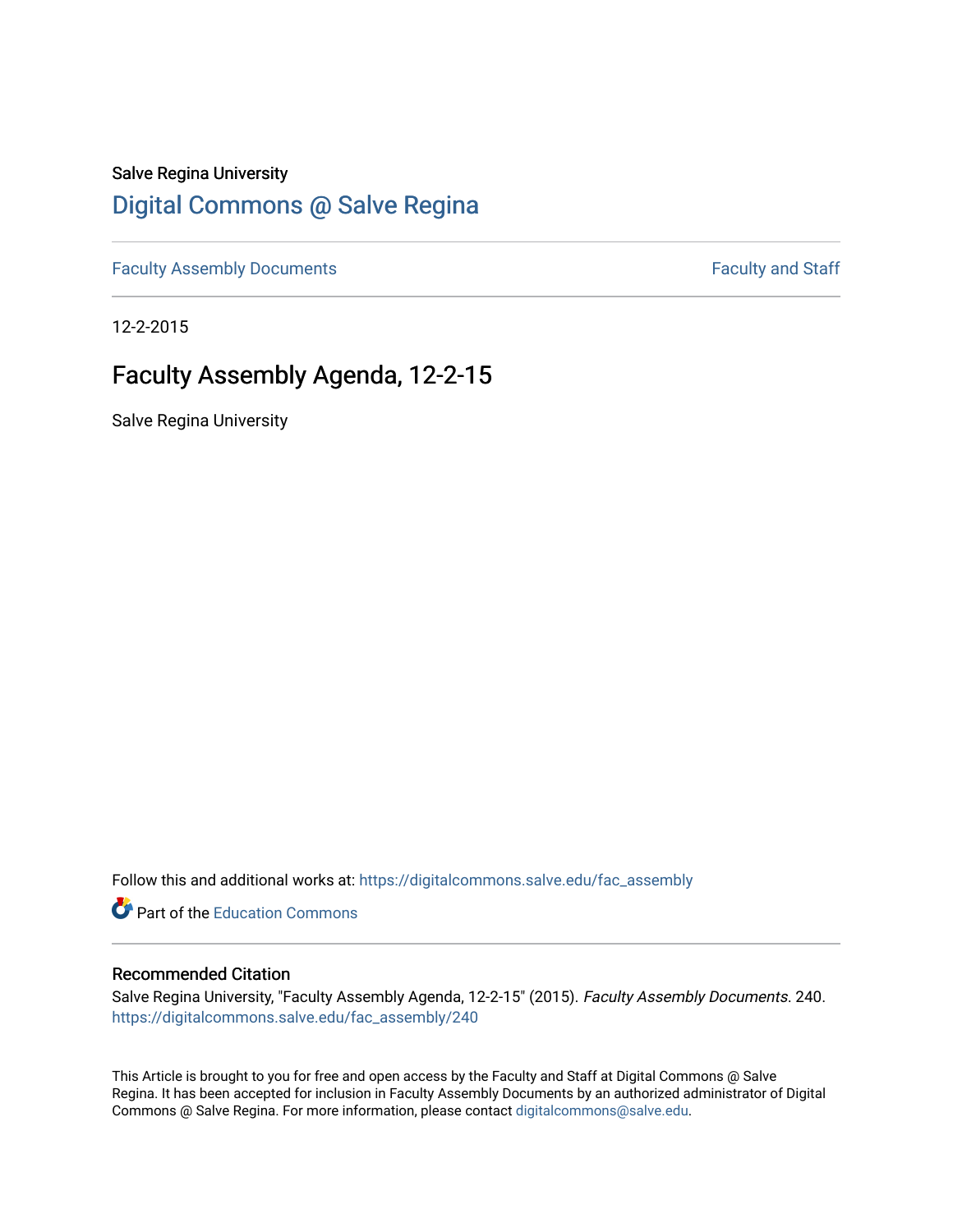Salve Regina University

# Digital Commons @ Salve Regina

Faculty Assembly Documents

Faculty and Staff

12-2-2015

## Faculty Assembly Agenda, 12-2-15

Salve Regina University

Follow this and additional works at: https://digitalcommons.salve.edu/fac_assembly

Part of the Education Commons

### Recommended Citation

Salve Regina University, "Faculty Assembly Agenda, 12-2-15" (2015). *Faculty Assembly Documents*. 240.
https://digitalcommons.salve.edu/fac_assembly/240

This Article is brought to you for free and open access by the Faculty and Staff at Digital Commons @ Salve Regina. It has been accepted for inclusion in Faculty Assembly Documents by an authorized administrator of Digital Commons @ Salve Regina. For more information, please contact digitalcommons@salve.edu.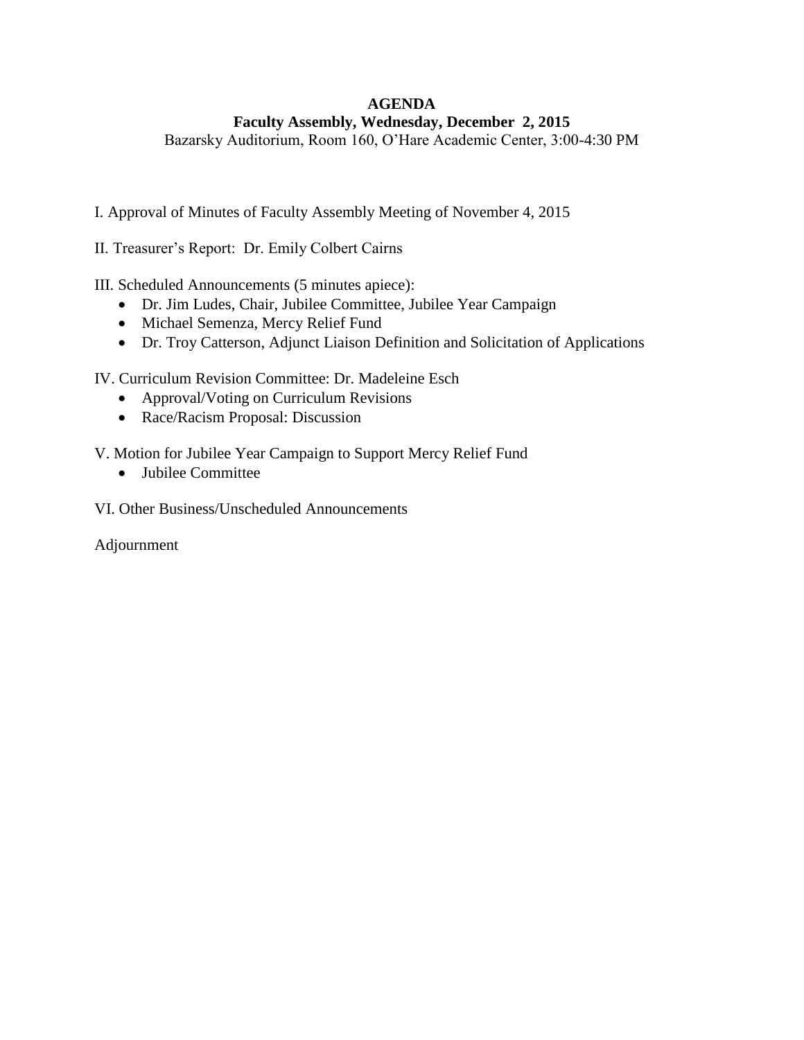**AGENDA**

**Faculty Assembly, Wednesday, December 2, 2015**

Bazarsky Auditorium, Room 160, O'Hare Academic Center, 3:00-4:30 PM

I. Approval of Minutes of Faculty Assembly Meeting of November 4, 2015

II. Treasurer's Report: Dr. Emily Colbert Cairns

III. Scheduled Announcements (5 minutes apiece):

- Dr. Jim Ludes, Chair, Jubilee Committee, Jubilee Year Campaign
- Michael Semenza, Mercy Relief Fund
- Dr. Troy Catterson, Adjunct Liaison Definition and Solicitation of Applications

IV. Curriculum Revision Committee: Dr. Madeleine Esch

- Approval/Voting on Curriculum Revisions
- Race/Racism Proposal: Discussion

V. Motion for Jubilee Year Campaign to Support Mercy Relief Fund

- Jubilee Committee

VI. Other Business/Unscheduled Announcements

Adjournment